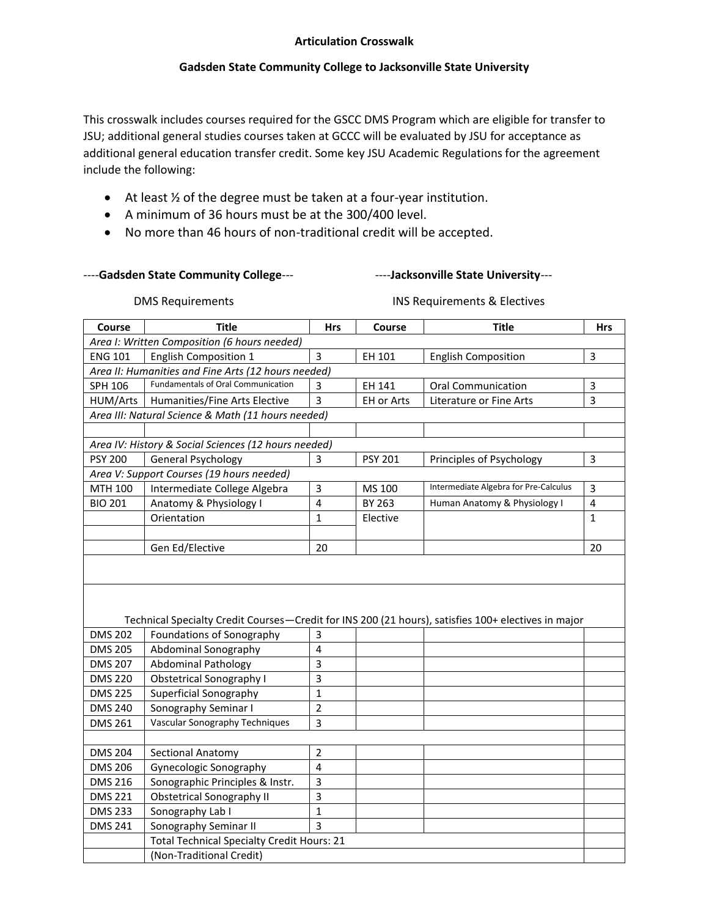**Articulation Crosswalk**

**Gadsden State Community College to Jacksonville State University**

This crosswalk includes courses required for the GSCC DMS Program which are eligible for transfer to JSU; additional general studies courses taken at GCCC will be evaluated by JSU for acceptance as additional general education transfer credit. Some key JSU Academic Regulations for the agreement include the following:

- At least ½ of the degree must be taken at a four-year institution.
- A minimum of 36 hours must be at the 300/400 level.
- No more than 46 hours of non-traditional credit will be accepted.

----**Gadsden State Community College**--- ----**Jacksonville State University**---

DMS Requirements INS Requirements & Electives

| Course | Title | Hrs | Course | Title | Hrs |
|---|---|---|---|---|---|
| *Area I: Written Composition (6 hours needed)* | | | | | |
| ENG 101 | English Composition 1 | 3 | EH 101 | English Composition | 3 |
| *Area II: Humanities and Fine Arts (12 hours needed)* | | | | | |
| SPH 106 | Fundamentals of Oral Communication | 3 | EH 141 | Oral Communication | 3 |
| HUM/Arts | Humanities/Fine Arts Elective | 3 | EH or Arts | Literature or Fine Arts | 3 |
| *Area III: Natural Science & Math (11 hours needed)* | | | | | |
| | | | | | |
| *Area IV: History & Social Sciences (12 hours needed)* | | | | | |
| PSY 200 | General Psychology | 3 | PSY 201 | Principles of Psychology | 3 |
| *Area V: Support Courses (19 hours needed)* | | | | | |
| MTH 100 | Intermediate College Algebra | 3 | MS 100 | Intermediate Algebra for Pre-Calculus | 3 |
| BIO 201 | Anatomy & Physiology I | 4 | BY 263 | Human Anatomy & Physiology I | 4 |
| | Orientation | 1 | Elective | | 1 |
| | | | | | |
| | Gen Ed/Elective | 20 | | | 20 |
| | | | | | |
| Technical Specialty Credit Courses—Credit for INS 200 (21 hours), satisfies 100+ electives in major | | | | | |
| DMS 202 | Foundations of Sonography | 3 | | | |
| DMS 205 | Abdominal Sonography | 4 | | | |
| DMS 207 | Abdominal Pathology | 3 | | | |
| DMS 220 | Obstetrical Sonography I | 3 | | | |
| DMS 225 | Superficial Sonography | 1 | | | |
| DMS 240 | Sonography Seminar I | 2 | | | |
| DMS 261 | Vascular Sonography Techniques | 3 | | | |
| | | | | | |
| DMS 204 | Sectional Anatomy | 2 | | | |
| DMS 206 | Gynecologic Sonography | 4 | | | |
| DMS 216 | Sonographic Principles & Instr. | 3 | | | |
| DMS 221 | Obstetrical Sonography II | 3 | | | |
| DMS 233 | Sonography Lab I | 1 | | | |
| DMS 241 | Sonography Seminar II | 3 | | | |
| | Total Technical Specialty Credit Hours: 21 | | | | |
| | (Non-Traditional Credit) | | | | |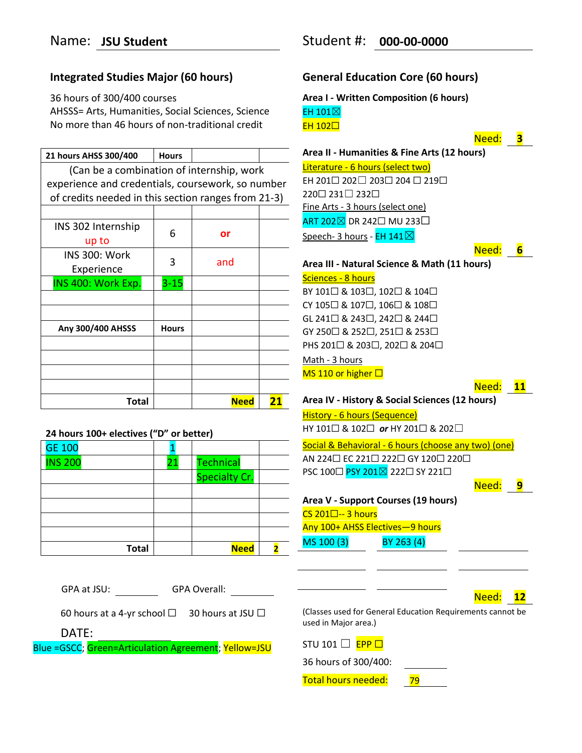Name: **JSU Student**

Student #: **000-00-0000**

## Integrated Studies Major (60 hours)

36 hours of 300/400 courses
AHSSS= Arts, Humanities, Social Sciences, Science
No more than 46 hours of non-traditional credit

| 21 hours AHSS 300/400 | Hours | | |
|---|---|---|---|
| (Can be a combination of internship, work experience and credentials, coursework, so number of credits needed in this section ranges from 21-3) | | | |
| | | | |
| INS 302 Internship up to | 6 | or | |
| INS 300: Work Experience | 3 | and | |
| INS 400: Work Exp. | 3-15 | | |
| | | | |
| | | | |
| **Any 300/400 AHSSS** | **Hours** | | |
| | | | |
| | | | |
| | | | |
| | | | |
| **Total** | | **Need** | **21** |

**24 hours 100+ electives ("D" or better)**

| | | | |
|---|---|---|---|
| GE 100 | 1 | | |
| INS 200 | 21 | Technical Specialty Cr. | |
| | | | |
| | | | |
| | | | |
| | | | |
| **Total** | | **Need** | **2** |

GPA at JSU: ________ GPA Overall: ________

60 hours at a 4-yr school ☐ 30 hours at JSU ☐

DATE: ________

Blue =GSCC; Green=Articulation Agreement; Yellow=JSU

## General Education Core (60 hours)

**Area I - Written Composition (6 hours)**

EH 101☒
EH 102☐

Need: **3**

**Area II - Humanities & Fine Arts (12 hours)**

Literature - 6 hours (select two)
EH 201☐ 202☐ 203☐ 204 ☐ 219☐
220☐ 231☐ 232☐
Fine Arts - 3 hours (select one)
ART 202☒ DR 242☐ MU 233☐
Speech- 3 hours - EH 141☒

Need: **6**

**Area III - Natural Science & Math (11 hours)**

Sciences - 8 hours
BY 101☐ & 103☐, 102☐ & 104☐
CY 105☐ & 107☐, 106☐ & 108☐
GL 241☐ & 243☐, 242☐ & 244☐
GY 250☐ & 252☐, 251☐ & 253☐
PHS 201☐ & 203☐, 202☐ & 204☐
Math - 3 hours
MS 110 or higher ☐

Need: **11**

**Area IV - History & Social Sciences (12 hours)**

History - 6 hours (Sequence)
HY 101☐ & 102☐ ***or*** HY 201☐ & 202☐
Social & Behavioral - 6 hours (choose any two) (one)
AN 224☐ EC 221☐ 222☐ GY 120☐ 220☐
PSC 100☐ PSY 201☒ 222☐ SY 221☐

Need: **9**

**Area V - Support Courses (19 hours)**

CS 201☐-- 3 hours
Any 100+ AHSS Electives—9 hours
MS 100 (3) BY 263 (4)

Need: **12**

(Classes used for General Education Requirements cannot be used in Major area.)

STU 101 ☐ EPP ☐

36 hours of 300/400: ________

Total hours needed: 79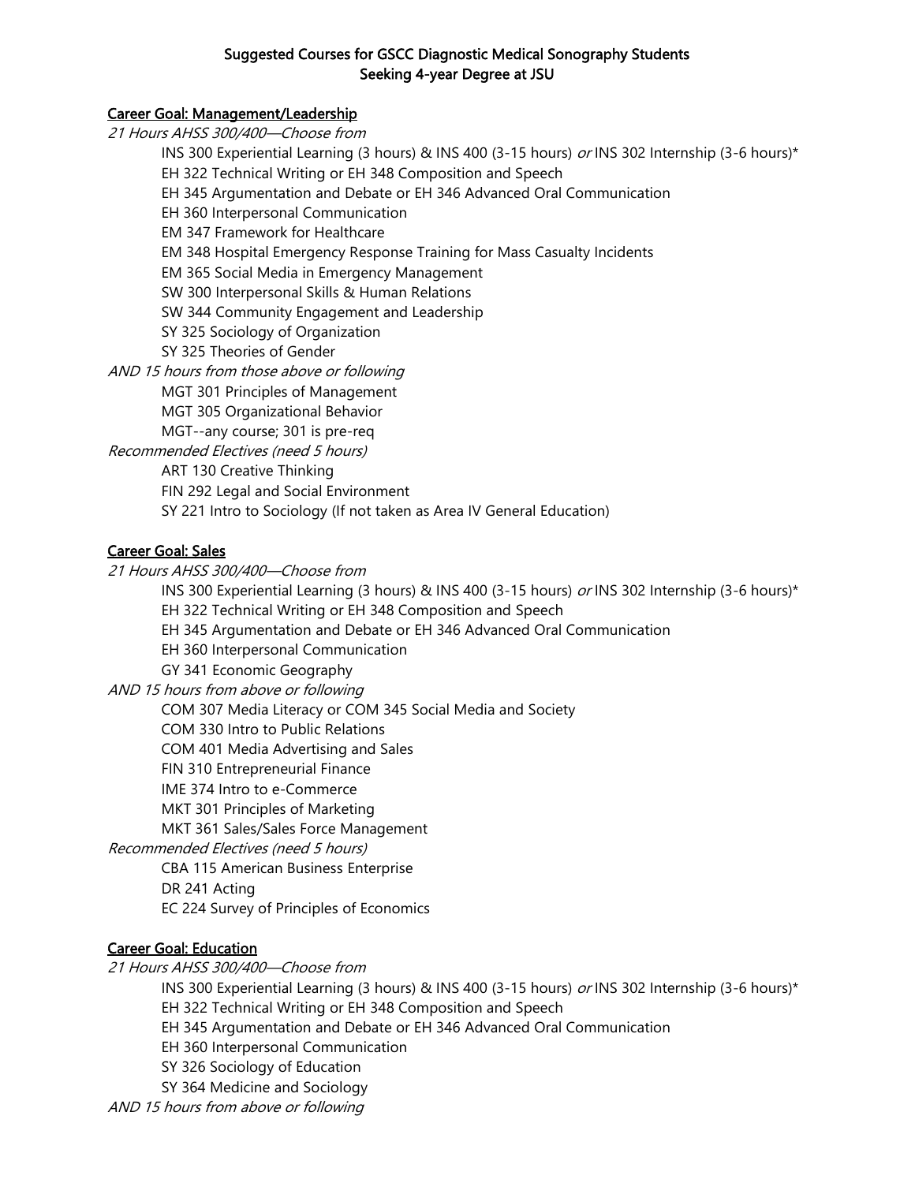**Suggested Courses for GSCC Diagnostic Medical Sonography Students**
**Seeking 4-year Degree at JSU**

## Career Goal: Management/Leadership

*21 Hours AHSS 300/400—Choose from*

- INS 300 Experiential Learning (3 hours) & INS 400 (3-15 hours) *or* INS 302 Internship (3-6 hours)*
- EH 322 Technical Writing or EH 348 Composition and Speech
- EH 345 Argumentation and Debate or EH 346 Advanced Oral Communication
- EH 360 Interpersonal Communication
- EM 347 Framework for Healthcare
- EM 348 Hospital Emergency Response Training for Mass Casualty Incidents
- EM 365 Social Media in Emergency Management
- SW 300 Interpersonal Skills & Human Relations
- SW 344 Community Engagement and Leadership
- SY 325 Sociology of Organization
- SY 325 Theories of Gender

*AND 15 hours from those above or following*

- MGT 301 Principles of Management
- MGT 305 Organizational Behavior
- MGT--any course; 301 is pre-req

*Recommended Electives (need 5 hours)*

- ART 130 Creative Thinking
- FIN 292 Legal and Social Environment
- SY 221 Intro to Sociology (If not taken as Area IV General Education)

## Career Goal: Sales

*21 Hours AHSS 300/400—Choose from*

- INS 300 Experiential Learning (3 hours) & INS 400 (3-15 hours) *or* INS 302 Internship (3-6 hours)*
- EH 322 Technical Writing or EH 348 Composition and Speech
- EH 345 Argumentation and Debate or EH 346 Advanced Oral Communication
- EH 360 Interpersonal Communication
- GY 341 Economic Geography

*AND 15 hours from above or following*

- COM 307 Media Literacy or COM 345 Social Media and Society
- COM 330 Intro to Public Relations
- COM 401 Media Advertising and Sales
- FIN 310 Entrepreneurial Finance
- IME 374 Intro to e-Commerce
- MKT 301 Principles of Marketing
- MKT 361 Sales/Sales Force Management

*Recommended Electives (need 5 hours)*

- CBA 115 American Business Enterprise
- DR 241 Acting
- EC 224 Survey of Principles of Economics

## Career Goal: Education

*21 Hours AHSS 300/400—Choose from*

- INS 300 Experiential Learning (3 hours) & INS 400 (3-15 hours) *or* INS 302 Internship (3-6 hours)*
- EH 322 Technical Writing or EH 348 Composition and Speech
- EH 345 Argumentation and Debate or EH 346 Advanced Oral Communication
- EH 360 Interpersonal Communication
- SY 326 Sociology of Education
- SY 364 Medicine and Sociology

*AND 15 hours from above or following*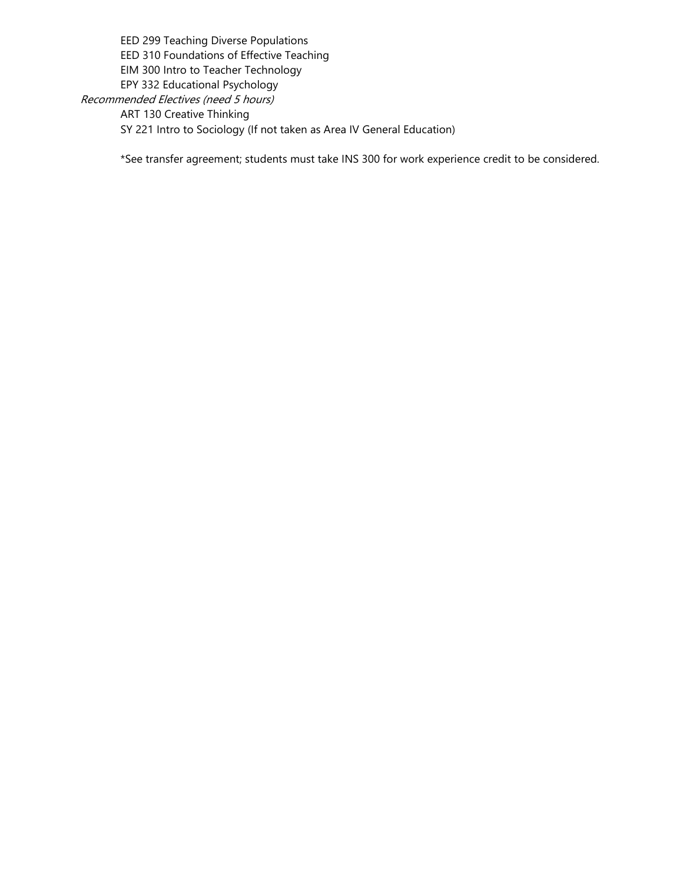EED 299 Teaching Diverse Populations
EED 310 Foundations of Effective Teaching
EIM 300 Intro to Teacher Technology
EPY 332 Educational Psychology

*Recommended Electives (need 5 hours)*

ART 130 Creative Thinking
SY 221 Intro to Sociology (If not taken as Area IV General Education)

*See transfer agreement; students must take INS 300 for work experience credit to be considered.